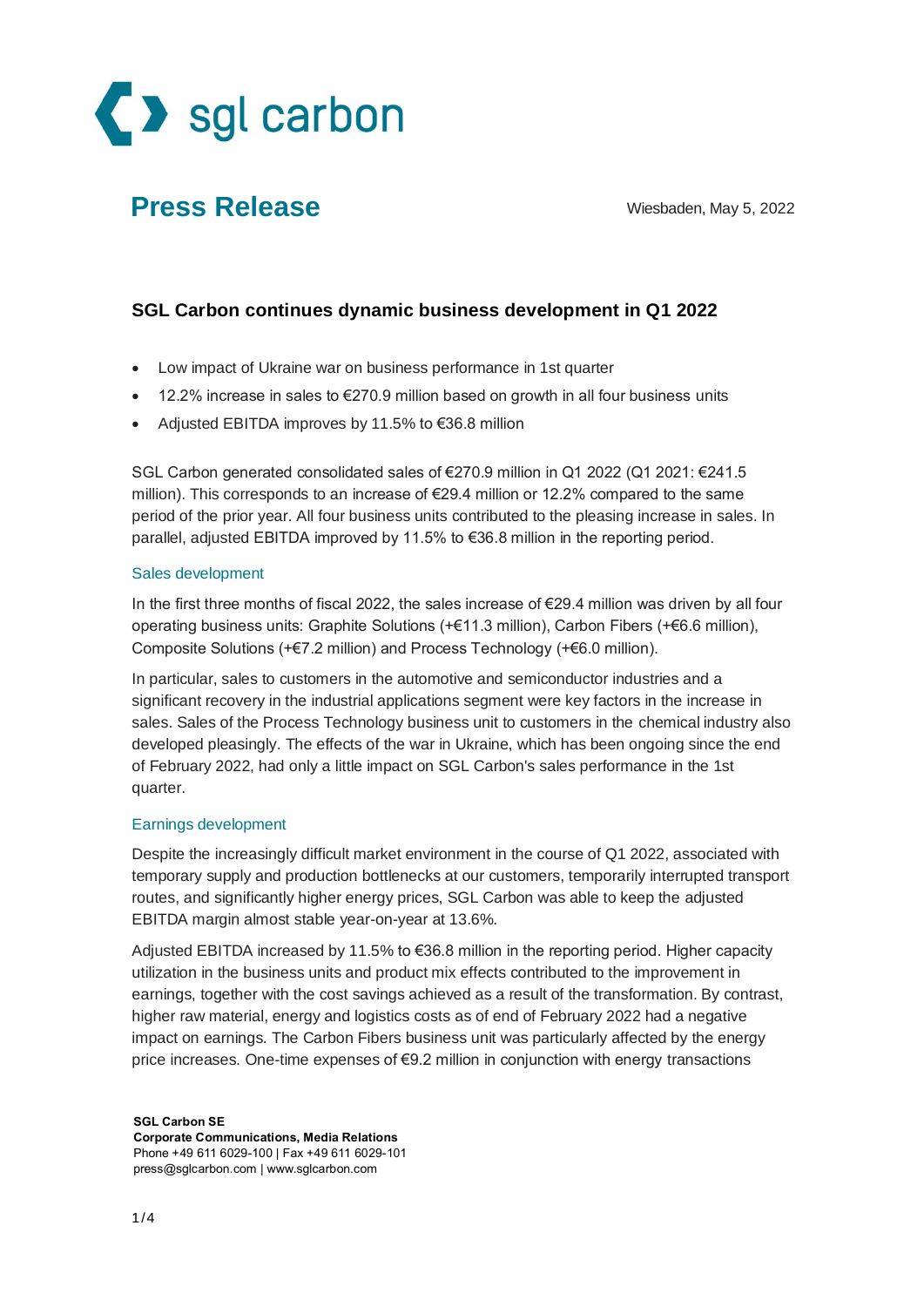sgl carbon

# Press Release

Wiesbaden, May 5, 2022

## SGL Carbon continues dynamic business development in Q1 2022

- Low impact of Ukraine war on business performance in 1st quarter
- 12.2% increase in sales to €270.9 million based on growth in all four business units
- Adjusted EBITDA improves by 11.5% to €36.8 million

SGL Carbon generated consolidated sales of €270.9 million in Q1 2022 (Q1 2021: €241.5 million). This corresponds to an increase of €29.4 million or 12.2% compared to the same period of the prior year. All four business units contributed to the pleasing increase in sales. In parallel, adjusted EBITDA improved by 11.5% to €36.8 million in the reporting period.

### Sales development

In the first three months of fiscal 2022, the sales increase of €29.4 million was driven by all four operating business units: Graphite Solutions (+€11.3 million), Carbon Fibers (+€6.6 million), Composite Solutions (+€7.2 million) and Process Technology (+€6.0 million).

In particular, sales to customers in the automotive and semiconductor industries and a significant recovery in the industrial applications segment were key factors in the increase in sales. Sales of the Process Technology business unit to customers in the chemical industry also developed pleasingly. The effects of the war in Ukraine, which has been ongoing since the end of February 2022, had only a little impact on SGL Carbon's sales performance in the 1st quarter.

### Earnings development

Despite the increasingly difficult market environment in the course of Q1 2022, associated with temporary supply and production bottlenecks at our customers, temporarily interrupted transport routes, and significantly higher energy prices, SGL Carbon was able to keep the adjusted EBITDA margin almost stable year-on-year at 13.6%.

Adjusted EBITDA increased by 11.5% to €36.8 million in the reporting period. Higher capacity utilization in the business units and product mix effects contributed to the improvement in earnings, together with the cost savings achieved as a result of the transformation. By contrast, higher raw material, energy and logistics costs as of end of February 2022 had a negative impact on earnings. The Carbon Fibers business unit was particularly affected by the energy price increases. One-time expenses of €9.2 million in conjunction with energy transactions

**SGL Carbon SE**
**Corporate Communications, Media Relations**
Phone +49 611 6029-100 | Fax +49 611 6029-101
press@sglcarbon.com | www.sglcarbon.com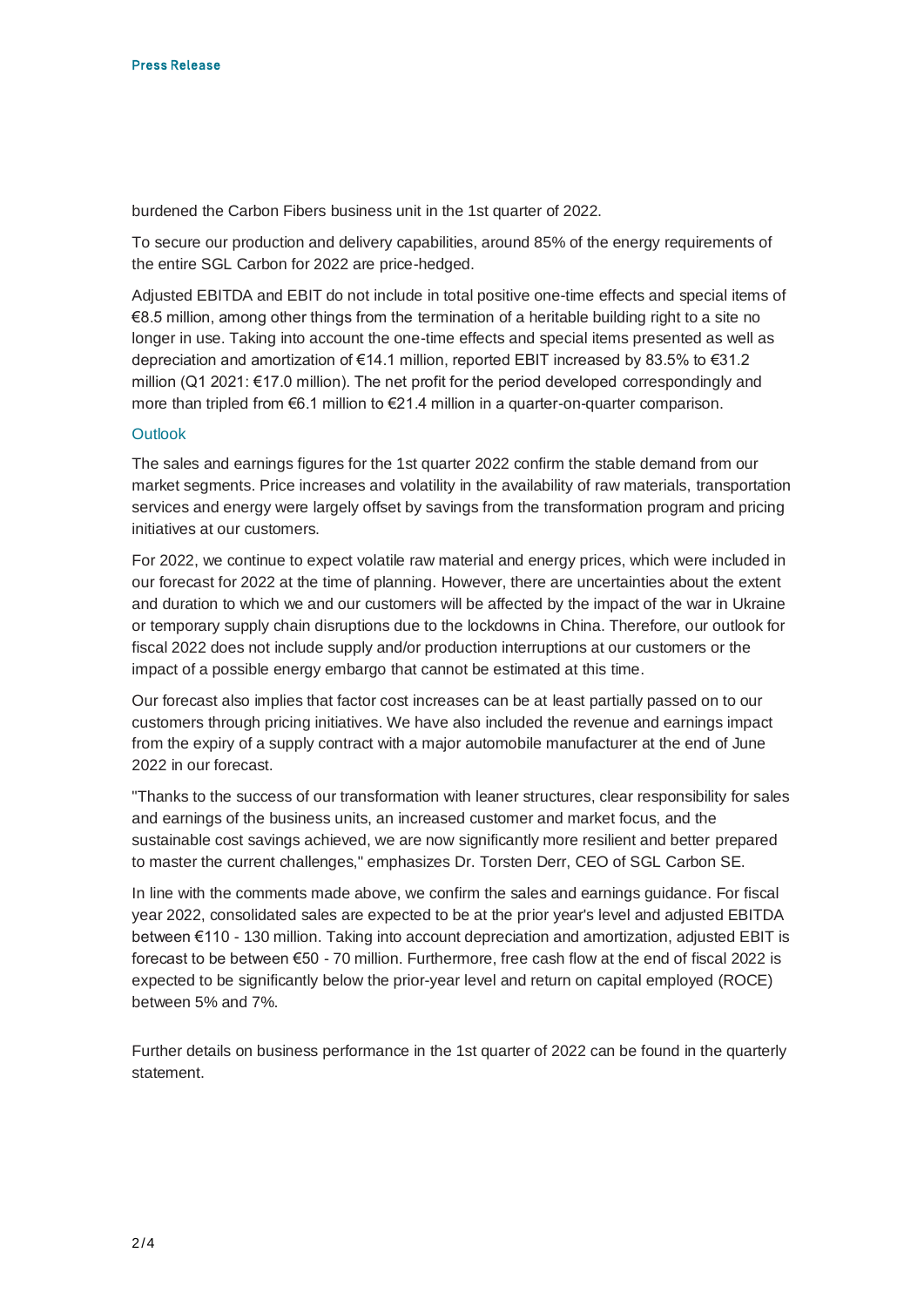burdened the Carbon Fibers business unit in the 1st quarter of 2022.

To secure our production and delivery capabilities, around 85% of the energy requirements of the entire SGL Carbon for 2022 are price-hedged.

Adjusted EBITDA and EBIT do not include in total positive one-time effects and special items of €8.5 million, among other things from the termination of a heritable building right to a site no longer in use. Taking into account the one-time effects and special items presented as well as depreciation and amortization of €14.1 million, reported EBIT increased by 83.5% to €31.2 million (Q1 2021: €17.0 million). The net profit for the period developed correspondingly and more than tripled from €6.1 million to €21.4 million in a quarter-on-quarter comparison.

## Outlook

The sales and earnings figures for the 1st quarter 2022 confirm the stable demand from our market segments. Price increases and volatility in the availability of raw materials, transportation services and energy were largely offset by savings from the transformation program and pricing initiatives at our customers.

For 2022, we continue to expect volatile raw material and energy prices, which were included in our forecast for 2022 at the time of planning. However, there are uncertainties about the extent and duration to which we and our customers will be affected by the impact of the war in Ukraine or temporary supply chain disruptions due to the lockdowns in China. Therefore, our outlook for fiscal 2022 does not include supply and/or production interruptions at our customers or the impact of a possible energy embargo that cannot be estimated at this time.

Our forecast also implies that factor cost increases can be at least partially passed on to our customers through pricing initiatives. We have also included the revenue and earnings impact from the expiry of a supply contract with a major automobile manufacturer at the end of June 2022 in our forecast.

"Thanks to the success of our transformation with leaner structures, clear responsibility for sales and earnings of the business units, an increased customer and market focus, and the sustainable cost savings achieved, we are now significantly more resilient and better prepared to master the current challenges," emphasizes Dr. Torsten Derr, CEO of SGL Carbon SE.

In line with the comments made above, we confirm the sales and earnings guidance. For fiscal year 2022, consolidated sales are expected to be at the prior year's level and adjusted EBITDA between €110 - 130 million. Taking into account depreciation and amortization, adjusted EBIT is forecast to be between €50 - 70 million. Furthermore, free cash flow at the end of fiscal 2022 is expected to be significantly below the prior-year level and return on capital employed (ROCE) between 5% and 7%.

Further details on business performance in the 1st quarter of 2022 can be found in the quarterly statement.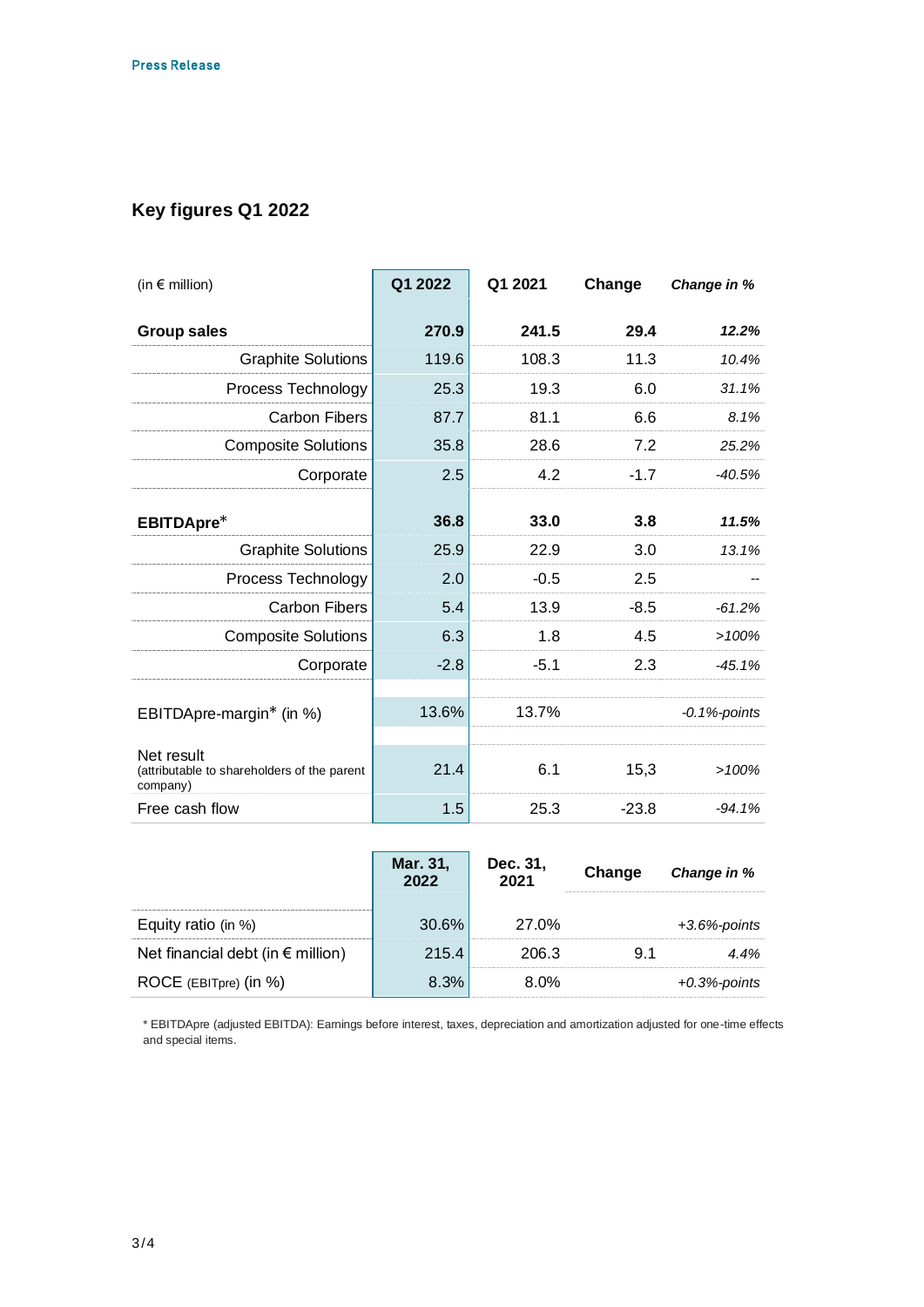Press Release

## Key figures Q1 2022

| (in € million) | Q1 2022 | Q1 2021 | Change | *Change in %* |
|---|---|---|---|---|
| **Group sales** | **270.9** | **241.5** | **29.4** | ***12.2%*** |
| Graphite Solutions | 119.6 | 108.3 | 11.3 | *10.4%* |
| Process Technology | 25.3 | 19.3 | 6.0 | *31.1%* |
| Carbon Fibers | 87.7 | 81.1 | 6.6 | *8.1%* |
| Composite Solutions | 35.8 | 28.6 | 7.2 | *25.2%* |
| Corporate | 2.5 | 4.2 | -1.7 | *-40.5%* |
| **EBITDApre*** | **36.8** | **33.0** | **3.8** | ***11.5%*** |
| Graphite Solutions | 25.9 | 22.9 | 3.0 | *13.1%* |
| Process Technology | 2.0 | -0.5 | 2.5 | -- |
| Carbon Fibers | 5.4 | 13.9 | -8.5 | *-61.2%* |
| Composite Solutions | 6.3 | 1.8 | 4.5 | *>100%* |
| Corporate | -2.8 | -5.1 | 2.3 | *-45.1%* |
| EBITDApre-margin* (in %) | 13.6% | 13.7% | | *-0.1%-points* |
| Net result (attributable to shareholders of the parent company) | 21.4 | 6.1 | 15,3 | *>100%* |
| Free cash flow | 1.5 | 25.3 | -23.8 | *-94.1%* |

| | Mar. 31, 2022 | Dec. 31, 2021 | Change | *Change in %* |
|---|---|---|---|---|
| Equity ratio (in %) | 30.6% | 27.0% | | *+3.6%-points* |
| Net financial debt (in € million) | 215.4 | 206.3 | 9.1 | *4.4%* |
| ROCE (EBITpre) (in %) | 8.3% | 8.0% | | *+0.3%-points* |

* EBITDApre (adjusted EBITDA): Earnings before interest, taxes, depreciation and amortization adjusted for one-time effects and special items.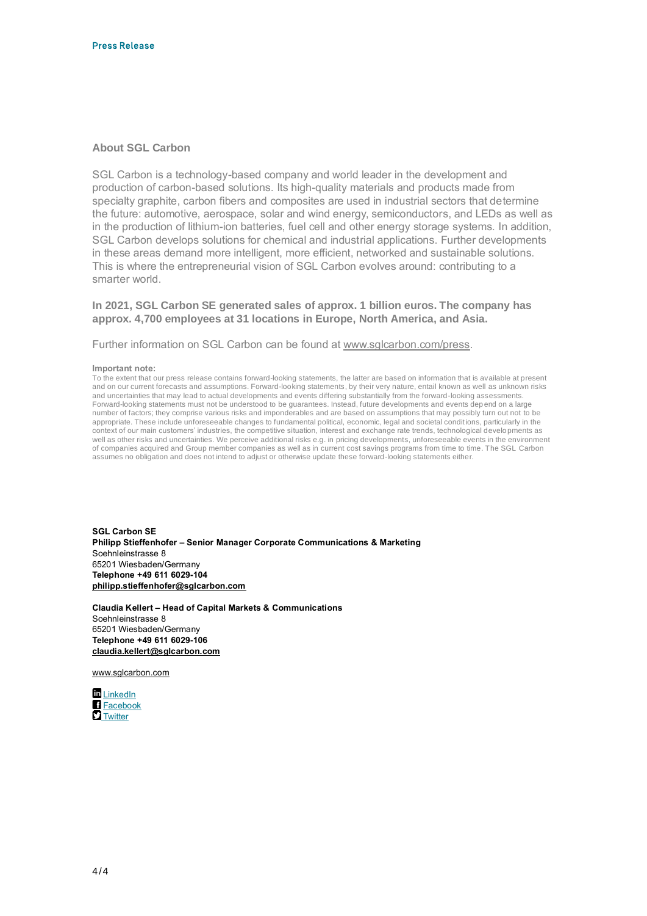## About SGL Carbon

SGL Carbon is a technology-based company and world leader in the development and production of carbon-based solutions. Its high-quality materials and products made from specialty graphite, carbon fibers and composites are used in industrial sectors that determine the future: automotive, aerospace, solar and wind energy, semiconductors, and LEDs as well as in the production of lithium-ion batteries, fuel cell and other energy storage systems. In addition, SGL Carbon develops solutions for chemical and industrial applications. Further developments in these areas demand more intelligent, more efficient, networked and sustainable solutions. This is where the entrepreneurial vision of SGL Carbon evolves around: contributing to a smarter world.

**In 2021, SGL Carbon SE generated sales of approx. 1 billion euros. The company has approx. 4,700 employees at 31 locations in Europe, North America, and Asia.**

Further information on SGL Carbon can be found at www.sglcarbon.com/press.

**Important note:**

To the extent that our press release contains forward-looking statements, the latter are based on information that is available at present and on our current forecasts and assumptions. Forward-looking statements, by their very nature, entail known as well as unknown risks and uncertainties that may lead to actual developments and events differing substantially from the forward-looking assessments. Forward-looking statements must not be understood to be guarantees. Instead, future developments and events depend on a large number of factors; they comprise various risks and imponderables and are based on assumptions that may possibly turn out not to be appropriate. These include unforeseeable changes to fundamental political, economic, legal and societal conditions, particularly in the context of our main customers' industries, the competitive situation, interest and exchange rate trends, technological developments as well as other risks and uncertainties. We perceive additional risks e.g. in pricing developments, unforeseeable events in the environment of companies acquired and Group member companies as well as in current cost savings programs from time to time. The SGL Carbon assumes no obligation and does not intend to adjust or otherwise update these forward-looking statements either.

**SGL Carbon SE**
**Philipp Stieffenhofer – Senior Manager Corporate Communications & Marketing**
Soehnleinstrasse 8
65201 Wiesbaden/Germany
**Telephone +49 611 6029-104**
**philipp.stieffenhofer@sglcarbon.com**

**Claudia Kellert – Head of Capital Markets & Communications**
Soehnleinstrasse 8
65201 Wiesbaden/Germany
**Telephone +49 611 6029-106**
**claudia.kellert@sglcarbon.com**

www.sglcarbon.com

LinkedIn
Facebook
Twitter